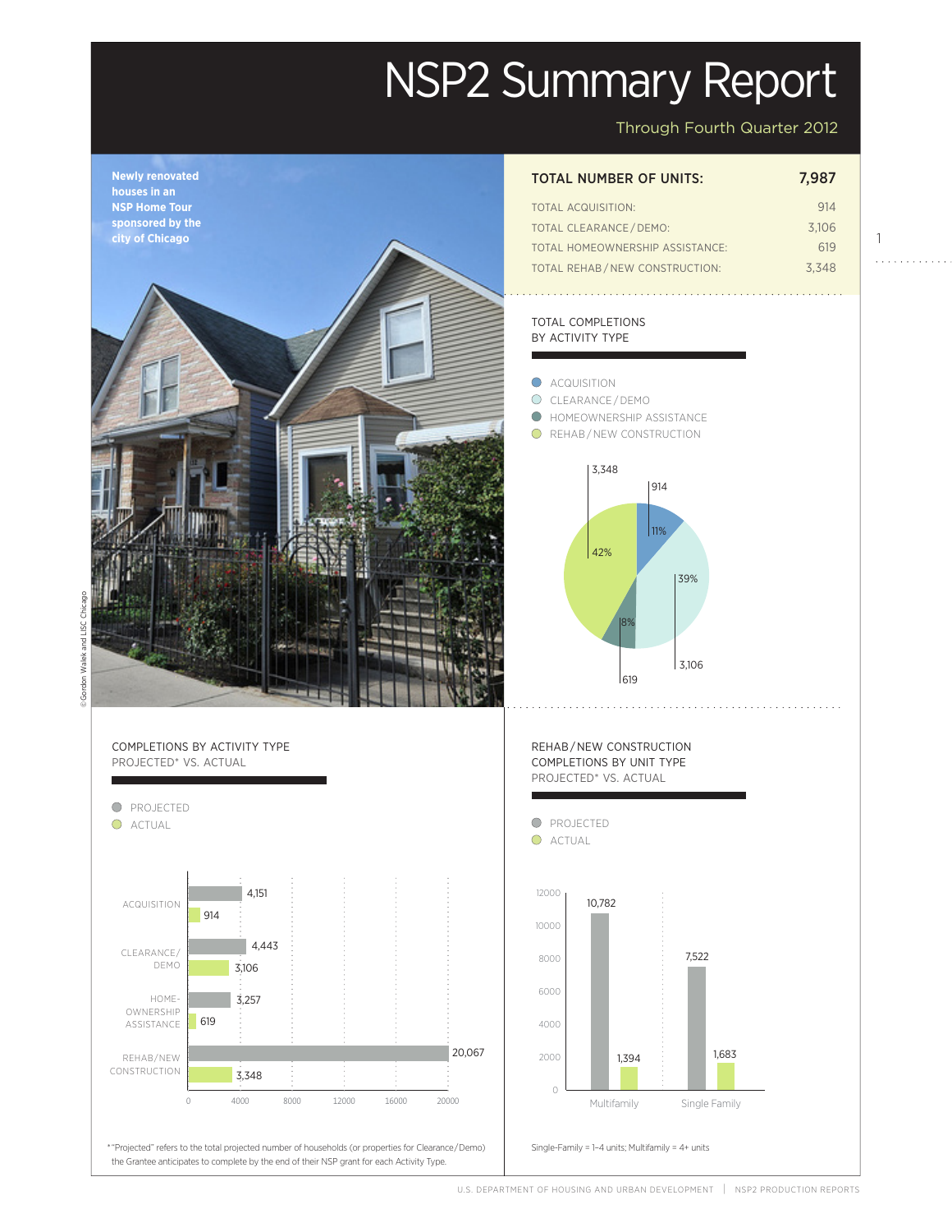# NSP2 Summary Report

Through Fourth Quarter 2012

Newly renovated houses in an NSP Home Tour sponsored by the city of Chicago

© Gordon Walek and LISC Chicago

| TOTAL NUMBER OF UNITS: | 7,987 |
|---|---|
| TOTAL ACQUISITION: | 914 |
| TOTAL CLEARANCE / DEMO: | 3,106 |
| TOTAL HOMEOWNERSHIP ASSISTANCE: | 619 |
| TOTAL REHAB / NEW CONSTRUCTION: | 3,348 |

## TOTAL COMPLETIONS BY ACTIVITY TYPE

| Activity | Units | Percent |
|---|---|---|
| ACQUISITION | 914 | 11% |
| CLEARANCE / DEMO | 3,106 | 39% |
| HOMEOWNERSHIP ASSISTANCE | 619 | 8% |
| REHAB / NEW CONSTRUCTION | 3,348 | 42% |

## COMPLETIONS BY ACTIVITY TYPE PROJECTED* VS. ACTUAL

| Activity | Projected | Actual |
|---|---|---|
| ACQUISITION | 4,151 | 914 |
| CLEARANCE/DEMO | 4,443 | 3,106 |
| HOMEOWNERSHIP ASSISTANCE | 3,257 | 619 |
| REHAB/NEW CONSTRUCTION | 20,067 | 3,348 |

*"Projected" refers to the total projected number of households (or properties for Clearance/Demo) the Grantee anticipates to complete by the end of their NSP grant for each Activity Type.

## REHAB / NEW CONSTRUCTION COMPLETIONS BY UNIT TYPE PROJECTED* VS. ACTUAL

| Unit Type | Projected | Actual |
|---|---|---|
| Multifamily | 10,782 | 1,394 |
| Single Family | 7,522 | 1,683 |

Single-Family = 1–4 units; Multifamily = 4+ units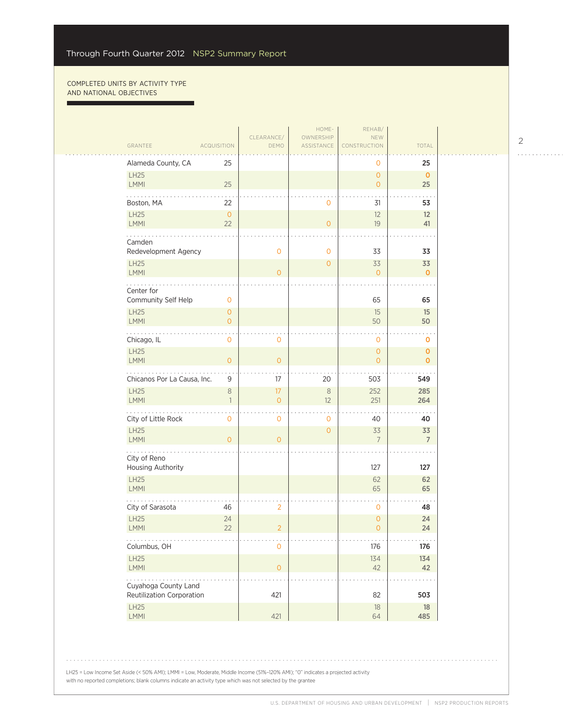## COMPLETED UNITS BY ACTIVITY TYPE AND NATIONAL OBJECTIVES

| GRANTEE | ACQUISITION | CLEARANCE/ DEMO | HOME-OWNERSHIP ASSISTANCE | REHAB/ NEW CONSTRUCTION | TOTAL |
|---|---|---|---|---|---|
| Alameda County, CA | 25 | | | 0 | **25** |
| LH25 | | | | 0 | **0** |
| LMMI | 25 | | | 0 | **25** |
| Boston, MA | 22 | | 0 | 31 | **53** |
| LH25 | 0 | | | 12 | **12** |
| LMMI | 22 | | 0 | 19 | **41** |
| Camden Redevelopment Agency | | 0 | 0 | 33 | **33** |
| LH25 | | | 0 | 33 | **33** |
| LMMI | | 0 | | 0 | **0** |
| Center for Community Self Help | 0 | | | 65 | **65** |
| LH25 | 0 | | | 15 | **15** |
| LMMI | 0 | | | 50 | **50** |
| Chicago, IL | 0 | 0 | | 0 | **0** |
| LH25 | | | | 0 | **0** |
| LMMI | 0 | 0 | | 0 | **0** |
| Chicanos Por La Causa, Inc. | 9 | 17 | 20 | 503 | **549** |
| LH25 | 8 | 17 | 8 | 252 | **285** |
| LMMI | 1 | 0 | 12 | 251 | **264** |
| City of Little Rock | 0 | 0 | 0 | 40 | **40** |
| LH25 | | | 0 | 33 | **33** |
| LMMI | 0 | 0 | | 7 | **7** |
| City of Reno Housing Authority | | | | 127 | **127** |
| LH25 | | | | 62 | **62** |
| LMMI | | | | 65 | **65** |
| City of Sarasota | 46 | 2 | | 0 | **48** |
| LH25 | 24 | | | 0 | **24** |
| LMMI | 22 | 2 | | 0 | **24** |
| Columbus, OH | | 0 | | 176 | **176** |
| LH25 | | | | 134 | **134** |
| LMMI | | 0 | | 42 | **42** |
| Cuyahoga County Land Reutilization Corporation | | 421 | | 82 | **503** |
| LH25 | | | | 18 | **18** |
| LMMI | | 421 | | 64 | **485** |

LH25 = Low Income Set Aside (< 50% AMI); LMMI = Low, Moderate, Middle Income (51%–120% AMI); "0" indicates a projected activity with no reported completions; blank columns indicate an activity type which was not selected by the grantee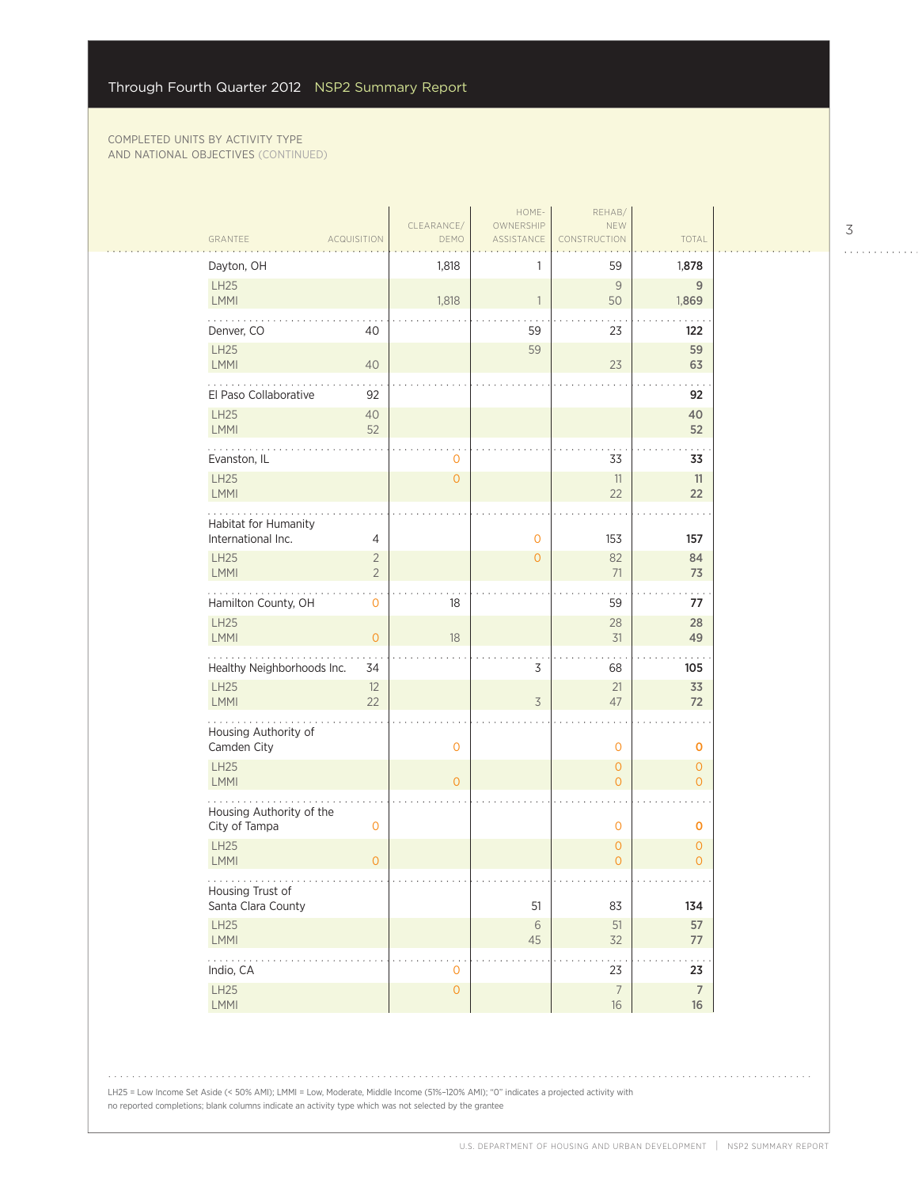COMPLETED UNITS BY ACTIVITY TYPE AND NATIONAL OBJECTIVES (CONTINUED)

| GRANTEE | ACQUISITION | CLEARANCE/ DEMO | HOME-OWNERSHIP ASSISTANCE | REHAB/ NEW CONSTRUCTION | TOTAL |
|---|---|---|---|---|---|
| Dayton, OH | | 1,818 | 1 | 59 | **1,878** |
| LH25 | | | | 9 | **9** |
| LMMI | | 1,818 | 1 | 50 | **1,869** |
| Denver, CO | 40 | | 59 | 23 | **122** |
| LH25 | | | 59 | | **59** |
| LMMI | 40 | | | 23 | **63** |
| El Paso Collaborative | 92 | | | | **92** |
| LH25 | 40 | | | | **40** |
| LMMI | 52 | | | | **52** |
| Evanston, IL | | 0 | | 33 | **33** |
| LH25 | | 0 | | 11 | **11** |
| LMMI | | | | 22 | **22** |
| Habitat for Humanity International Inc. | 4 | | 0 | 153 | **157** |
| LH25 | 2 | | 0 | 82 | **84** |
| LMMI | 2 | | | 71 | **73** |
| Hamilton County, OH | 0 | 18 | | 59 | **77** |
| LH25 | | | | 28 | **28** |
| LMMI | 0 | 18 | | 31 | **49** |
| Healthy Neighborhoods Inc. | 34 | | 3 | 68 | **105** |
| LH25 | 12 | | | 21 | **33** |
| LMMI | 22 | | 3 | 47 | **72** |
| Housing Authority of Camden City | | 0 | | 0 | **0** |
| LH25 | | | | 0 | 0 |
| LMMI | | 0 | | 0 | 0 |
| Housing Authority of the City of Tampa | 0 | | | 0 | **0** |
| LH25 | | | | 0 | 0 |
| LMMI | 0 | | | 0 | 0 |
| Housing Trust of Santa Clara County | | | 51 | 83 | **134** |
| LH25 | | | 6 | 51 | **57** |
| LMMI | | | 45 | 32 | **77** |
| Indio, CA | | 0 | | 23 | **23** |
| LH25 | | 0 | | 7 | **7** |
| LMMI | | | | 16 | **16** |

LH25 = Low Income Set Aside (< 50% AMI); LMMI = Low, Moderate, Middle Income (51%–120% AMI); "0" indicates a projected activity with no reported completions; blank columns indicate an activity type which was not selected by the grantee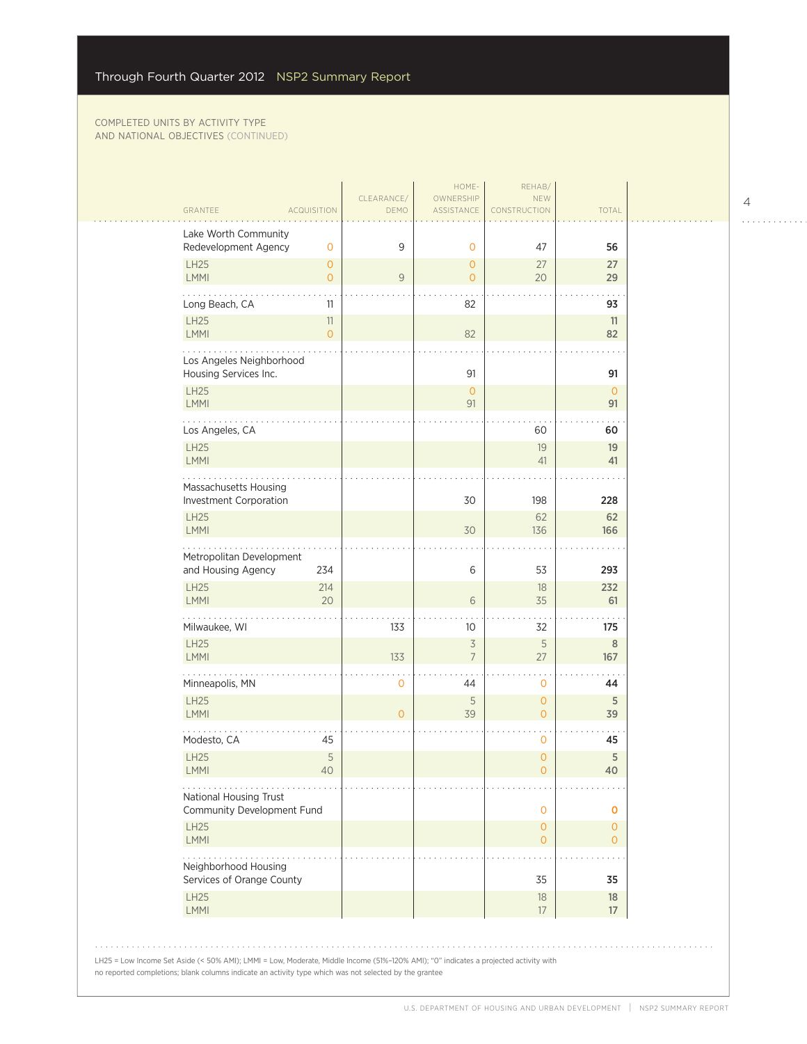## Through Fourth Quarter 2012 NSP2 Summary Report

COMPLETED UNITS BY ACTIVITY TYPE AND NATIONAL OBJECTIVES (CONTINUED)

| Grantee | Acquisition | Clearance/ Demo | Home-ownership Assistance | Rehab/ New Construction | Total |
|---|---|---|---|---|---|
| Lake Worth Community Redevelopment Agency | 0 | 9 | 0 | 47 | **56** |
| LH25 | 0 | | 0 | 27 | **27** |
| LMMI | 0 | 9 | 0 | 20 | **29** |
| Long Beach, CA | 11 | | 82 | | **93** |
| LH25 | 11 | | | | **11** |
| LMMI | 0 | | 82 | | **82** |
| Los Angeles Neighborhood Housing Services Inc. | | | 91 | | **91** |
| LH25 | | | 0 | | **0** |
| LMMI | | | 91 | | **91** |
| Los Angeles, CA | | | | 60 | **60** |
| LH25 | | | | 19 | **19** |
| LMMI | | | | 41 | **41** |
| Massachusetts Housing Investment Corporation | | | 30 | 198 | **228** |
| LH25 | | | | 62 | **62** |
| LMMI | | | 30 | 136 | **166** |
| Metropolitan Development and Housing Agency | 234 | | 6 | 53 | **293** |
| LH25 | 214 | | | 18 | **232** |
| LMMI | 20 | | 6 | 35 | **61** |
| Milwaukee, WI | | 133 | 10 | 32 | **175** |
| LH25 | | | 3 | 5 | **8** |
| LMMI | | 133 | 7 | 27 | **167** |
| Minneapolis, MN | | 0 | 44 | 0 | **44** |
| LH25 | | | 5 | 0 | **5** |
| LMMI | | 0 | 39 | 0 | **39** |
| Modesto, CA | 45 | | | 0 | **45** |
| LH25 | 5 | | | 0 | **5** |
| LMMI | 40 | | | 0 | **40** |
| National Housing Trust Community Development Fund | | | | 0 | **0** |
| LH25 | | | | 0 | **0** |
| LMMI | | | | 0 | **0** |
| Neighborhood Housing Services of Orange County | | | | 35 | **35** |
| LH25 | | | | 18 | **18** |
| LMMI | | | | 17 | **17** |

LH25 = Low Income Set Aside (< 50% AMI); LMMI = Low, Moderate, Middle Income (51%–120% AMI); "0" indicates a projected activity with no reported completions; blank columns indicate an activity type which was not selected by the grantee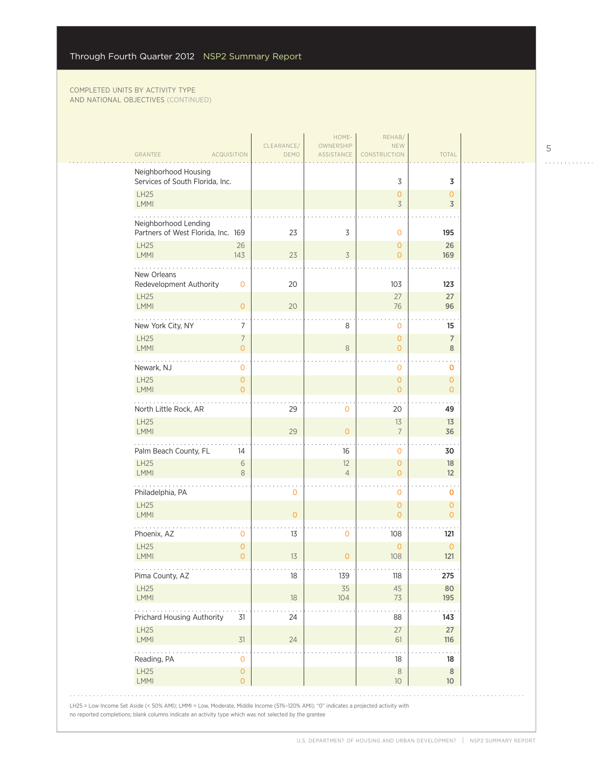## Through Fourth Quarter 2012 NSP2 Summary Report

COMPLETED UNITS BY ACTIVITY TYPE AND NATIONAL OBJECTIVES (CONTINUED)

| GRANTEE | ACQUISITION | CLEARANCE/ DEMO | HOME-OWNERSHIP ASSISTANCE | REHAB/ NEW CONSTRUCTION | TOTAL |
|---|---|---|---|---|---|
| Neighborhood Housing Services of South Florida, Inc. | | | | 3 | **3** |
| LH25 | | | | 0 | 0 |
| LMMI | | | | 3 | **3** |
| Neighborhood Lending Partners of West Florida, Inc. | 169 | 23 | 3 | 0 | **195** |
| LH25 | 26 | | | 0 | **26** |
| LMMI | 143 | 23 | 3 | 0 | **169** |
| New Orleans Redevelopment Authority | 0 | 20 | | 103 | **123** |
| LH25 | | | | 27 | **27** |
| LMMI | 0 | 20 | | 76 | **96** |
| New York City, NY | 7 | | 8 | 0 | **15** |
| LH25 | 7 | | | 0 | **7** |
| LMMI | 0 | | 8 | 0 | **8** |
| Newark, NJ | 0 | | | 0 | **0** |
| LH25 | 0 | | | 0 | 0 |
| LMMI | 0 | | | 0 | 0 |
| North Little Rock, AR | | 29 | 0 | 20 | **49** |
| LH25 | | | | 13 | **13** |
| LMMI | | 29 | 0 | 7 | **36** |
| Palm Beach County, FL | 14 | | 16 | 0 | **30** |
| LH25 | 6 | | 12 | 0 | **18** |
| LMMI | 8 | | 4 | 0 | **12** |
| Philadelphia, PA | | 0 | | 0 | **0** |
| LH25 | | | | 0 | 0 |
| LMMI | | 0 | | 0 | 0 |
| Phoenix, AZ | 0 | 13 | 0 | 108 | **121** |
| LH25 | 0 | | | 0 | 0 |
| LMMI | 0 | 13 | 0 | 108 | **121** |
| Pima County, AZ | | 18 | 139 | 118 | **275** |
| LH25 | | | 35 | 45 | **80** |
| LMMI | | 18 | 104 | 73 | **195** |
| Prichard Housing Authority | 31 | 24 | | 88 | **143** |
| LH25 | | | | 27 | **27** |
| LMMI | 31 | 24 | | 61 | **116** |
| Reading, PA | 0 | | | 18 | **18** |
| LH25 | 0 | | | 8 | **8** |
| LMMI | 0 | | | 10 | **10** |

LH25 = Low Income Set Aside (< 50% AMI); LMMI = Low, Moderate, Middle Income (51%–120% AMI); "0" indicates a projected activity with no reported completions; blank columns indicate an activity type which was not selected by the grantee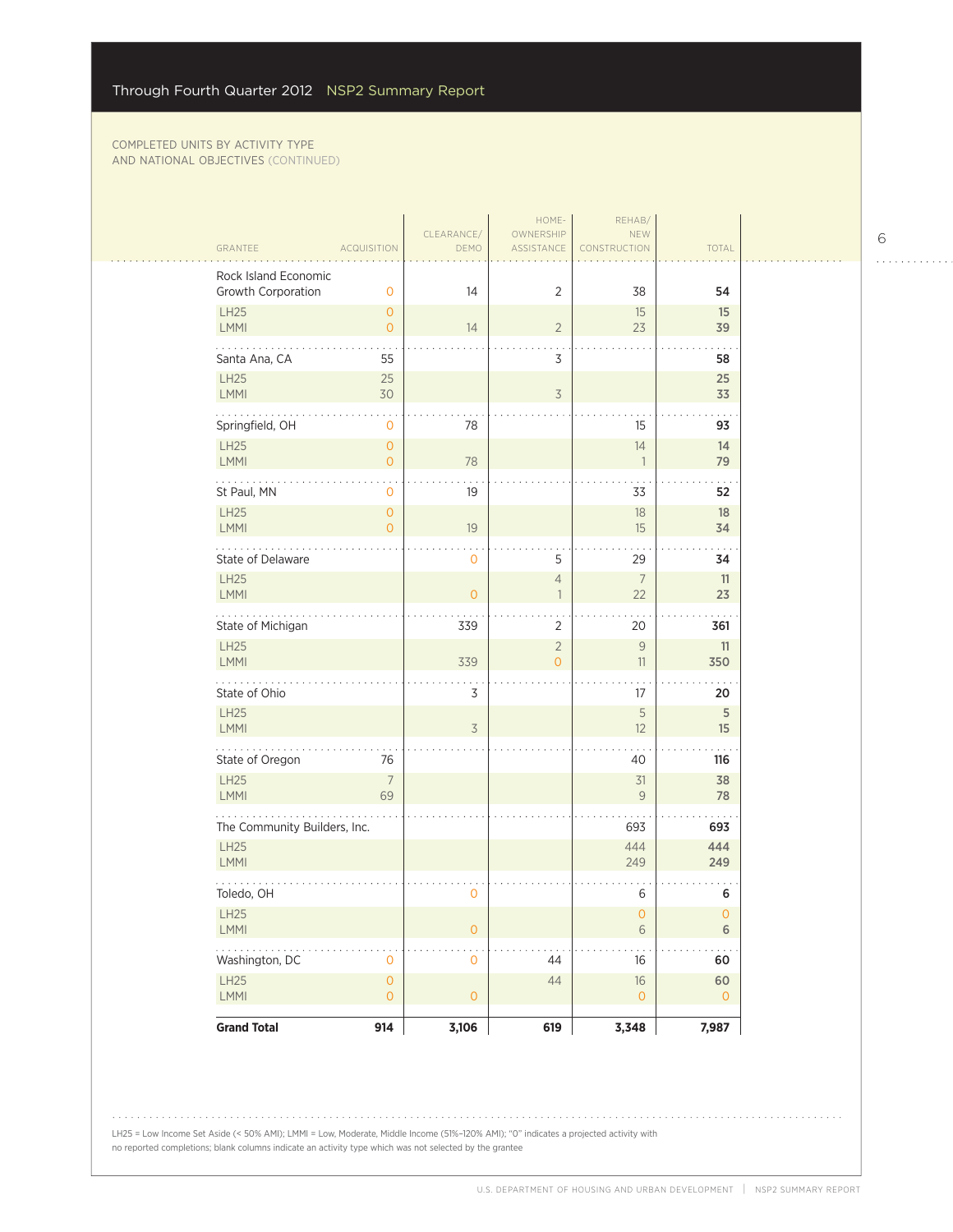COMPLETED UNITS BY ACTIVITY TYPE
AND NATIONAL OBJECTIVES (CONTINUED)

| GRANTEE | ACQUISITION | CLEARANCE/ DEMO | HOME-OWNERSHIP ASSISTANCE | REHAB/ NEW CONSTRUCTION | TOTAL |
|---|---|---|---|---|---|
| Rock Island Economic Growth Corporation | 0 | 14 | 2 | 38 | **54** |
| LH25 | 0 | | | 15 | **15** |
| LMMI | 0 | 14 | 2 | 23 | **39** |
| Santa Ana, CA | 55 | | 3 | | **58** |
| LH25 | 25 | | | | **25** |
| LMMI | 30 | | 3 | | **33** |
| Springfield, OH | 0 | 78 | | 15 | **93** |
| LH25 | 0 | | | 14 | **14** |
| LMMI | 0 | 78 | | 1 | **79** |
| St Paul, MN | 0 | 19 | | 33 | **52** |
| LH25 | 0 | | | 18 | **18** |
| LMMI | 0 | 19 | | 15 | **34** |
| State of Delaware | | 0 | 5 | 29 | **34** |
| LH25 | | | 4 | 7 | **11** |
| LMMI | | 0 | 1 | 22 | **23** |
| State of Michigan | | 339 | 2 | 20 | **361** |
| LH25 | | | 2 | 9 | **11** |
| LMMI | | 339 | 0 | 11 | **350** |
| State of Ohio | | 3 | | 17 | **20** |
| LH25 | | | | 5 | **5** |
| LMMI | | 3 | | 12 | **15** |
| State of Oregon | 76 | | | 40 | **116** |
| LH25 | 7 | | | 31 | **38** |
| LMMI | 69 | | | 9 | **78** |
| The Community Builders, Inc. | | | | 693 | **693** |
| LH25 | | | | 444 | **444** |
| LMMI | | | | 249 | **249** |
| Toledo, OH | | 0 | | 6 | **6** |
| LH25 | | | | 0 | **0** |
| LMMI | | 0 | | 6 | **6** |
| Washington, DC | 0 | 0 | 44 | 16 | **60** |
| LH25 | 0 | | 44 | 16 | **60** |
| LMMI | 0 | 0 | | 0 | **0** |
| **Grand Total** | **914** | **3,106** | **619** | **3,348** | **7,987** |

LH25 = Low Income Set Aside (< 50% AMI); LMMI = Low, Moderate, Middle Income (51%–120% AMI); "0" indicates a projected activity with no reported completions; blank columns indicate an activity type which was not selected by the grantee